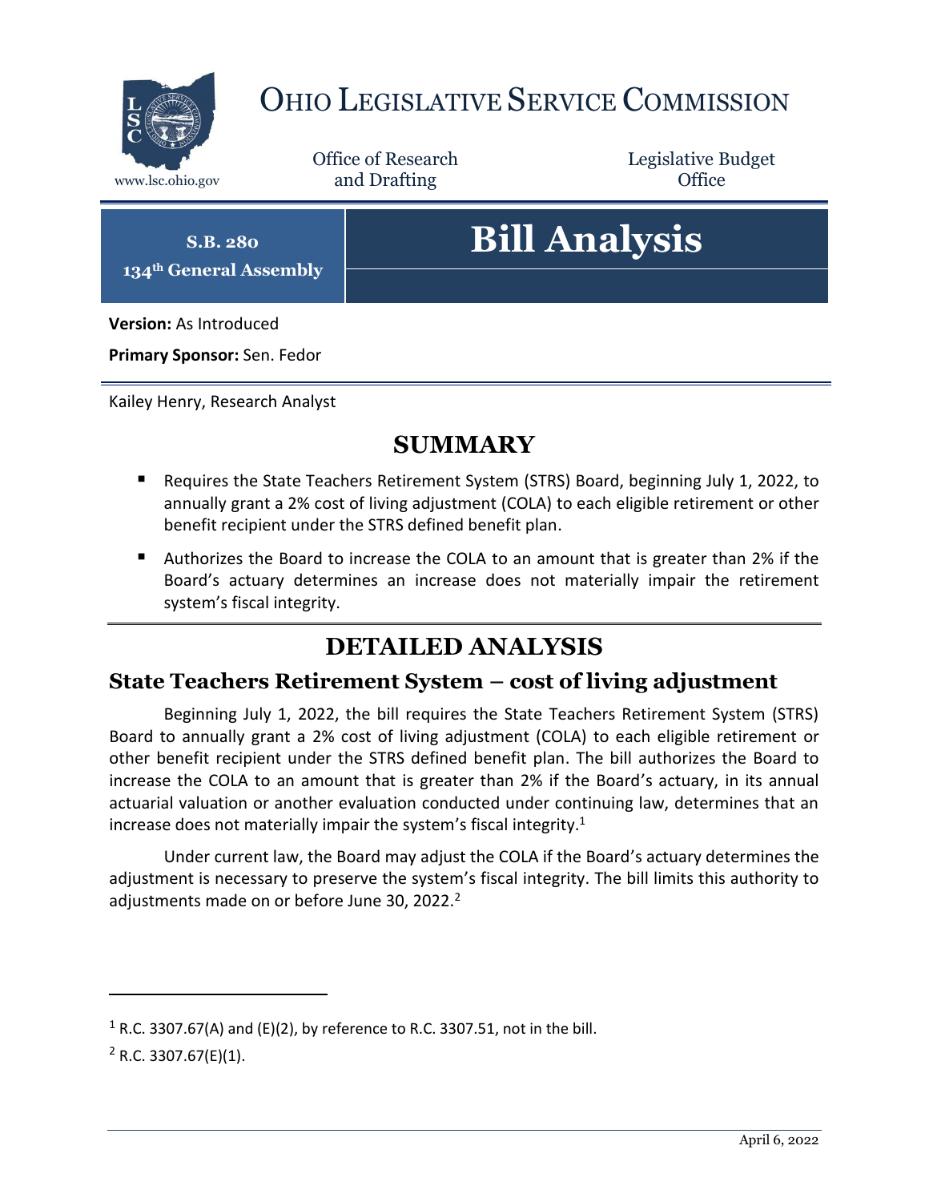# Ohio Legislative Service Commission

www.lsc.ohio.gov

Office of Research and Drafting

Legislative Budget Office

**S.B. 280**
**134th General Assembly**

# Bill Analysis

**Version:** As Introduced

**Primary Sponsor:** Sen. Fedor

Kailey Henry, Research Analyst

## SUMMARY

- Requires the State Teachers Retirement System (STRS) Board, beginning July 1, 2022, to annually grant a 2% cost of living adjustment (COLA) to each eligible retirement or other benefit recipient under the STRS defined benefit plan.
- Authorizes the Board to increase the COLA to an amount that is greater than 2% if the Board's actuary determines an increase does not materially impair the retirement system's fiscal integrity.

## DETAILED ANALYSIS

### State Teachers Retirement System – cost of living adjustment

Beginning July 1, 2022, the bill requires the State Teachers Retirement System (STRS) Board to annually grant a 2% cost of living adjustment (COLA) to each eligible retirement or other benefit recipient under the STRS defined benefit plan. The bill authorizes the Board to increase the COLA to an amount that is greater than 2% if the Board's actuary, in its annual actuarial valuation or another evaluation conducted under continuing law, determines that an increase does not materially impair the system's fiscal integrity.[1]

Under current law, the Board may adjust the COLA if the Board's actuary determines the adjustment is necessary to preserve the system's fiscal integrity. The bill limits this authority to adjustments made on or before June 30, 2022.[2]

---

[1] R.C. 3307.67(A) and (E)(2), by reference to R.C. 3307.51, not in the bill.

[2] R.C. 3307.67(E)(1).

April 6, 2022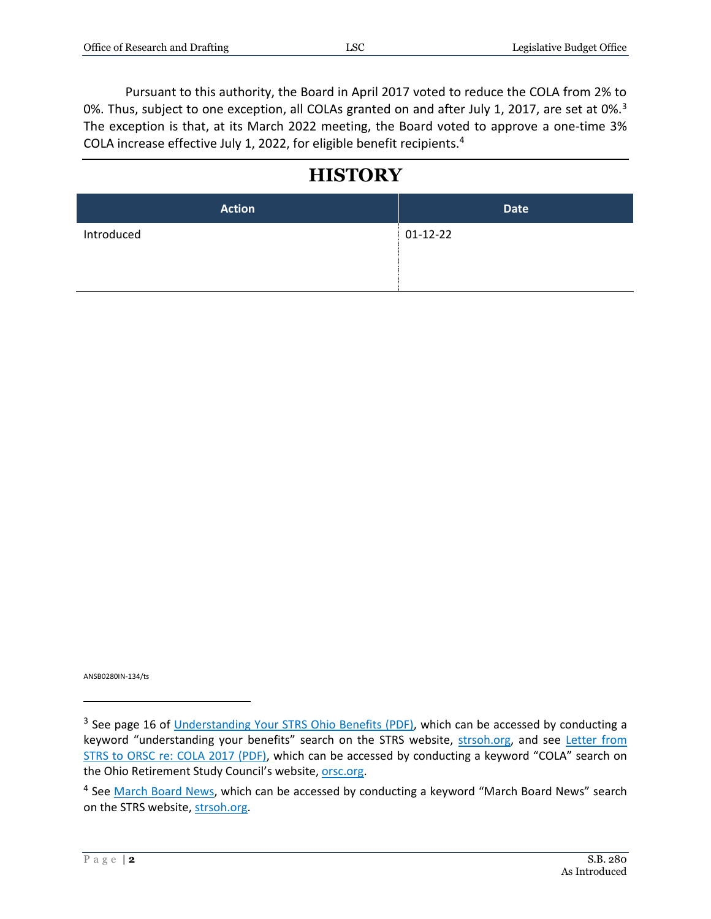Pursuant to this authority, the Board in April 2017 voted to reduce the COLA from 2% to 0%. Thus, subject to one exception, all COLAs granted on and after July 1, 2017, are set at 0%.[3] The exception is that, at its March 2022 meeting, the Board voted to approve a one-time 3% COLA increase effective July 1, 2022, for eligible benefit recipients.[4]

# HISTORY

| Action | Date |
|---|---|
| Introduced | 01-12-22 |

ANSB0280IN-134/ts

[3] See page 16 of Understanding Your STRS Ohio Benefits (PDF), which can be accessed by conducting a keyword "understanding your benefits" search on the STRS website, strsoh.org, and see Letter from STRS to ORSC re: COLA 2017 (PDF), which can be accessed by conducting a keyword "COLA" search on the Ohio Retirement Study Council's website, orsc.org.

[4] See March Board News, which can be accessed by conducting a keyword "March Board News" search on the STRS website, strsoh.org.